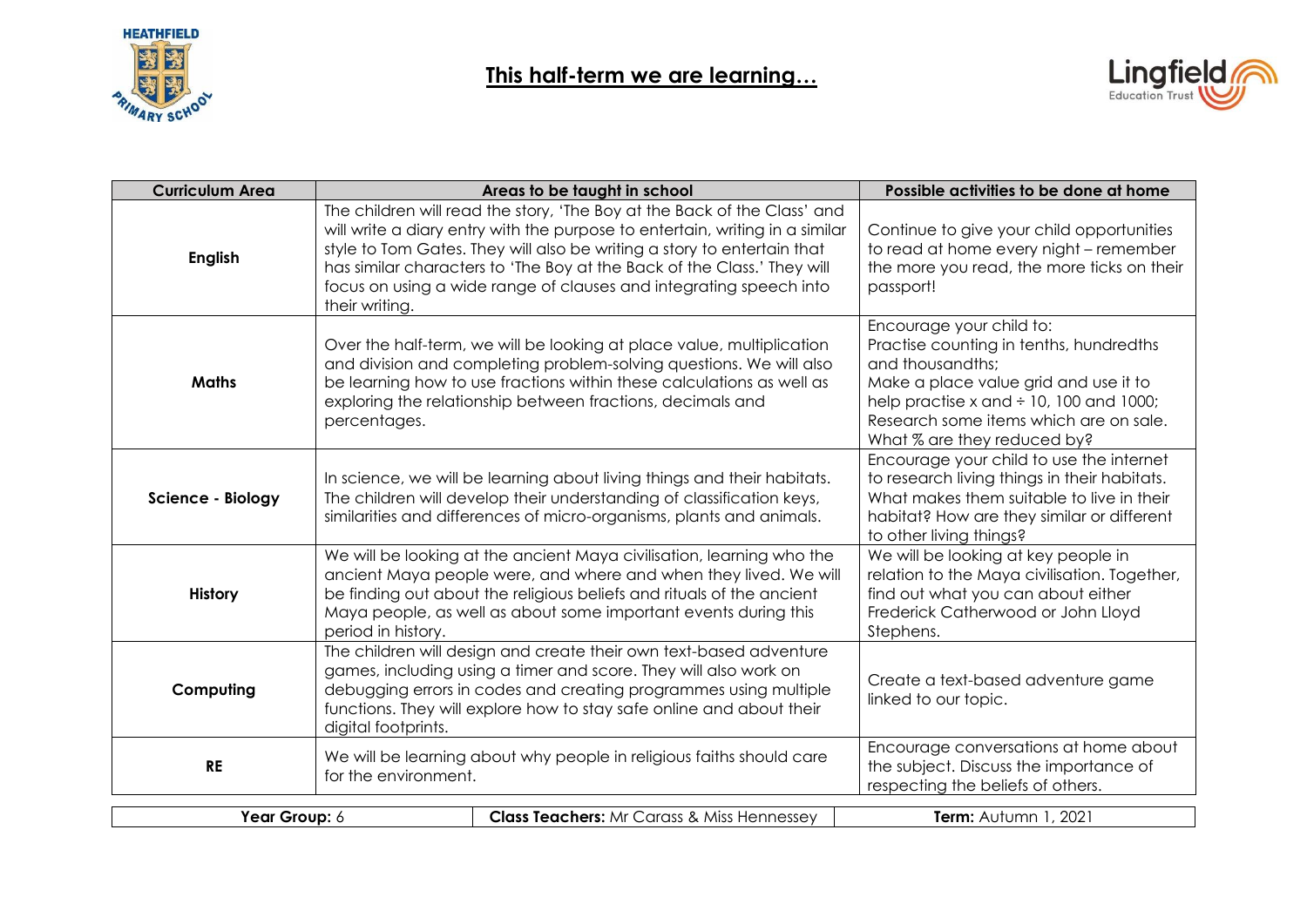# This half-term we are learning…

| Curriculum Area | Areas to be taught in school | Possible activities to be done at home |
|---|---|---|
| **English** | The children will read the story, 'The Boy at the Back of the Class' and will write a diary entry with the purpose to entertain, writing in a similar style to Tom Gates. They will also be writing a story to entertain that has similar characters to 'The Boy at the Back of the Class.' They will focus on using a wide range of clauses and integrating speech into their writing. | Continue to give your child opportunities to read at home every night – remember the more you read, the more ticks on their passport! |
| **Maths** | Over the half-term, we will be looking at place value, multiplication and division and completing problem-solving questions. We will also be learning how to use fractions within these calculations as well as exploring the relationship between fractions, decimals and percentages. | Encourage your child to:<br>Practise counting in tenths, hundredths and thousandths;<br>Make a place value grid and use it to help practise x and ÷ 10, 100 and 1000;<br>Research some items which are on sale. What % are they reduced by? |
| **Science - Biology** | In science, we will be learning about living things and their habitats. The children will develop their understanding of classification keys, similarities and differences of micro-organisms, plants and animals. | Encourage your child to use the internet to research living things in their habitats. What makes them suitable to live in their habitat? How are they similar or different to other living things? |
| **History** | We will be looking at the ancient Maya civilisation, learning who the ancient Maya people were, and where and when they lived. We will be finding out about the religious beliefs and rituals of the ancient Maya people, as well as about some important events during this period in history. | We will be looking at key people in relation to the Maya civilisation. Together, find out what you can about either Frederick Catherwood or John Lloyd Stephens. |
| **Computing** | The children will design and create their own text-based adventure games, including using a timer and score. They will also work on debugging errors in codes and creating programmes using multiple functions. They will explore how to stay safe online and about their digital footprints. | Create a text-based adventure game linked to our topic. |
| **RE** | We will be learning about why people in religious faiths should care for the environment. | Encourage conversations at home about the subject. Discuss the importance of respecting the beliefs of others. |

| **Year Group:** 6 | **Class Teachers:** Mr Carass & Miss Hennessey | **Term:** Autumn 1, 2021 |
|---|---|---|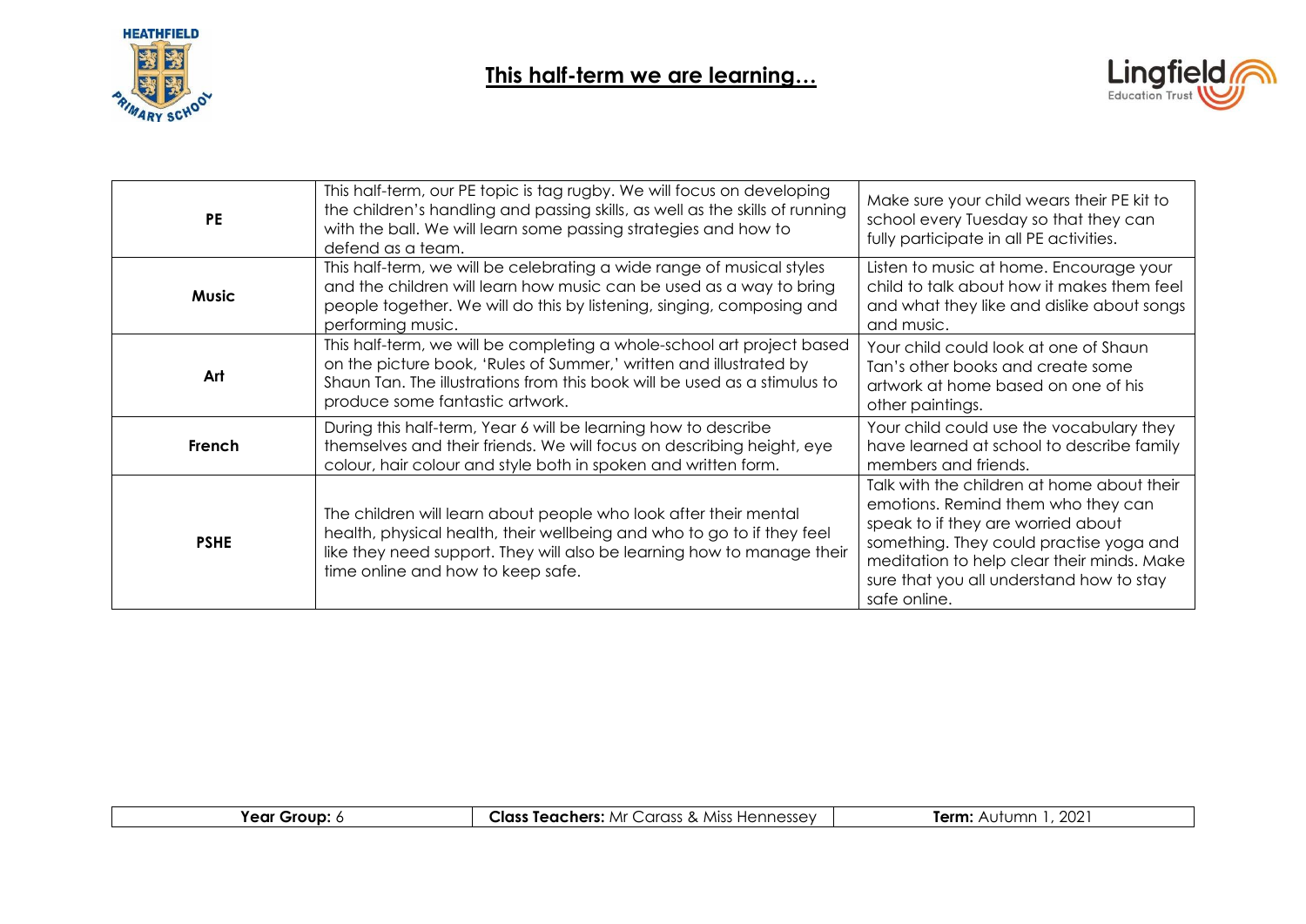# This half-term we are learning…

| | | |
|---|---|---|
| **PE** | This half-term, our PE topic is tag rugby. We will focus on developing the children's handling and passing skills, as well as the skills of running with the ball. We will learn some passing strategies and how to defend as a team. | Make sure your child wears their PE kit to school every Tuesday so that they can fully participate in all PE activities. |
| **Music** | This half-term, we will be celebrating a wide range of musical styles and the children will learn how music can be used as a way to bring people together. We will do this by listening, singing, composing and performing music. | Listen to music at home. Encourage your child to talk about how it makes them feel and what they like and dislike about songs and music. |
| **Art** | This half-term, we will be completing a whole-school art project based on the picture book, 'Rules of Summer,' written and illustrated by Shaun Tan. The illustrations from this book will be used as a stimulus to produce some fantastic artwork. | Your child could look at one of Shaun Tan's other books and create some artwork at home based on one of his other paintings. |
| **French** | During this half-term, Year 6 will be learning how to describe themselves and their friends. We will focus on describing height, eye colour, hair colour and style both in spoken and written form. | Your child could use the vocabulary they have learned at school to describe family members and friends. |
| **PSHE** | The children will learn about people who look after their mental health, physical health, their wellbeing and who to go to if they feel like they need support. They will also be learning how to manage their time online and how to keep safe. | Talk with the children at home about their emotions. Remind them who they can speak to if they are worried about something. They could practise yoga and meditation to help clear their minds. Make sure that you all understand how to stay safe online. |

| **Year Group:** 6 | **Class Teachers:** Mr Carass & Miss Hennessey | **Term:** Autumn 1, 2021 |
|---|---|---|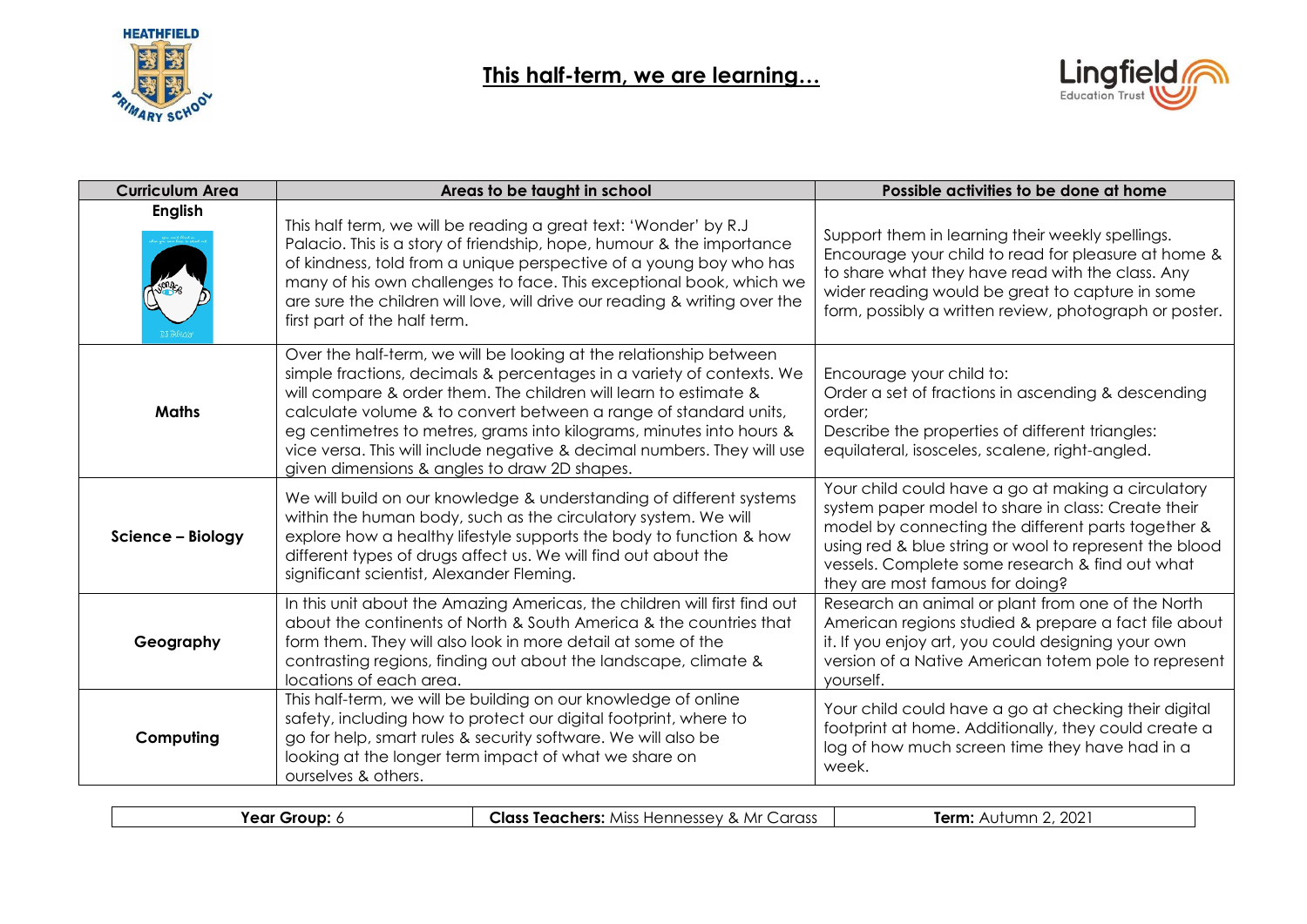# This half-term, we are learning…

| Curriculum Area | Areas to be taught in school | Possible activities to be done at home |
| --- | --- | --- |
| **English** | This half term, we will be reading a great text: 'Wonder' by R.J Palacio. This is a story of friendship, hope, humour & the importance of kindness, told from a unique perspective of a young boy who has many of his own challenges to face. This exceptional book, which we are sure the children will love, will drive our reading & writing over the first part of the half term. | Support them in learning their weekly spellings. Encourage your child to read for pleasure at home & to share what they have read with the class. Any wider reading would be great to capture in some form, possibly a written review, photograph or poster. |
| **Maths** | Over the half-term, we will be looking at the relationship between simple fractions, decimals & percentages in a variety of contexts. We will compare & order them. The children will learn to estimate & calculate volume & to convert between a range of standard units, eg centimetres to metres, grams into kilograms, minutes into hours & vice versa. This will include negative & decimal numbers. They will use given dimensions & angles to draw 2D shapes. | Encourage your child to:<br>Order a set of fractions in ascending & descending order;<br>Describe the properties of different triangles: equilateral, isosceles, scalene, right-angled. |
| **Science – Biology** | We will build on our knowledge & understanding of different systems within the human body, such as the circulatory system. We will explore how a healthy lifestyle supports the body to function & how different types of drugs affect us. We will find out about the significant scientist, Alexander Fleming. | Your child could have a go at making a circulatory system paper model to share in class: Create their model by connecting the different parts together & using red & blue string or wool to represent the blood vessels. Complete some research & find out what they are most famous for doing? |
| **Geography** | In this unit about the Amazing Americas, the children will first find out about the continents of North & South America & the countries that form them. They will also look in more detail at some of the contrasting regions, finding out about the landscape, climate & locations of each area. | Research an animal or plant from one of the North American regions studied & prepare a fact file about it. If you enjoy art, you could designing your own version of a Native American totem pole to represent yourself. |
| **Computing** | This half-term, we will be building on our knowledge of online safety, including how to protect our digital footprint, where to go for help, smart rules & security software. We will also be looking at the longer term impact of what we share on ourselves & others. | Your child could have a go at checking their digital footprint at home. Additionally, they could create a log of how much screen time they have had in a week. |

| **Year Group:** 6 | **Class Teachers:** Miss Hennessey & Mr Carass | **Term:** Autumn 2, 2021 |
| --- | --- | --- |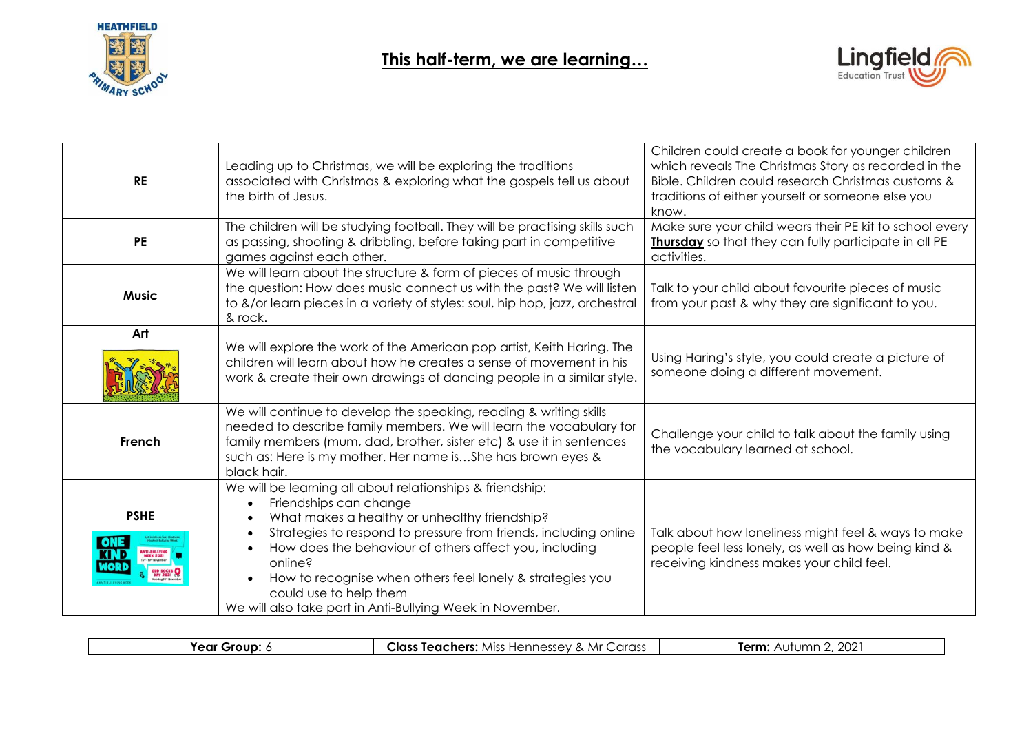HEATHFIELD PRIMARY SCHOOL

# This half-term, we are learning…

Lingfield Education Trust

| | | |
|---|---|---|
| **RE** | Leading up to Christmas, we will be exploring the traditions associated with Christmas & exploring what the gospels tell us about the birth of Jesus. | Children could create a book for younger children which reveals The Christmas Story as recorded in the Bible. Children could research Christmas customs & traditions of either yourself or someone else you know. |
| **PE** | The children will be studying football. They will be practising skills such as passing, shooting & dribbling, before taking part in competitive games against each other. | Make sure your child wears their PE kit to school every **Thursday** so that they can fully participate in all PE activities. |
| **Music** | We will learn about the structure & form of pieces of music through the question: How does music connect us with the past? We will listen to &/or learn pieces in a variety of styles: soul, hip hop, jazz, orchestral & rock. | Talk to your child about favourite pieces of music from your past & why they are significant to you. |
| **Art** | We will explore the work of the American pop artist, Keith Haring. The children will learn about how he creates a sense of movement in his work & create their own drawings of dancing people in a similar style. | Using Haring's style, you could create a picture of someone doing a different movement. |
| **French** | We will continue to develop the speaking, reading & writing skills needed to describe family members. We will learn the vocabulary for family members (mum, dad, brother, sister etc) & use it in sentences such as: Here is my mother. Her name is…She has brown eyes & black hair. | Challenge your child to talk about the family using the vocabulary learned at school. |
| **PSHE** | We will be learning all about relationships & friendship:<br>• Friendships can change<br>• What makes a healthy or unhealthy friendship?<br>• Strategies to respond to pressure from friends, including online<br>• How does the behaviour of others affect you, including online?<br>• How to recognise when others feel lonely & strategies you could use to help them<br>We will also take part in Anti-Bullying Week in November. | Talk about how loneliness might feel & ways to make people feel less lonely, as well as how being kind & receiving kindness makes your child feel. |

| | | |
|---|---|---|
| **Year Group:** 6 | **Class Teachers:** Miss Hennessey & Mr Carass | **Term:** Autumn 2, 2021 |